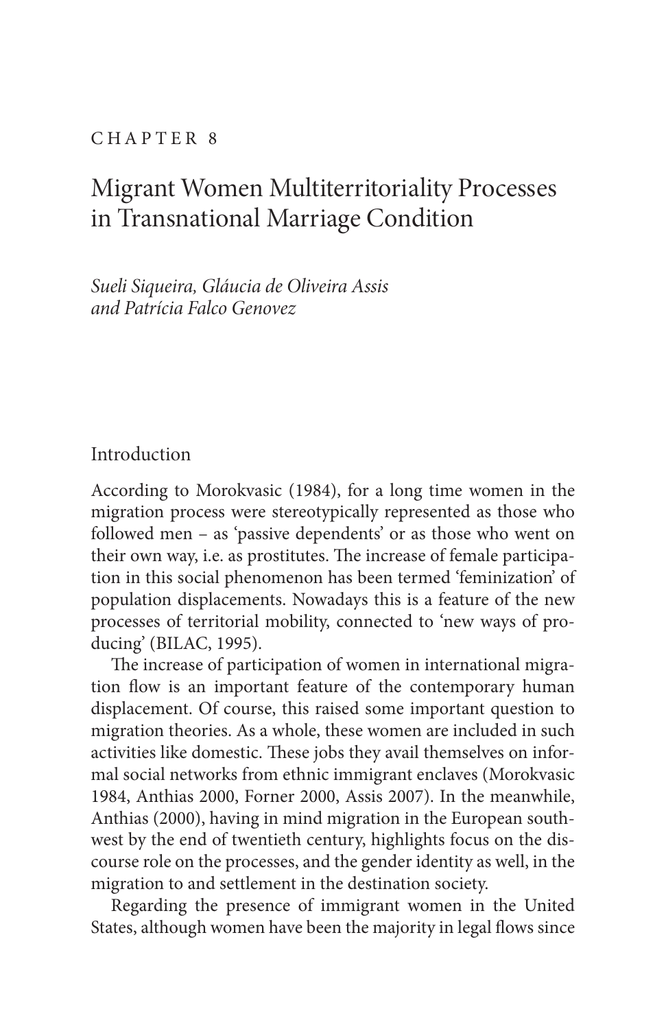CHAPTER 8

# Migrant Women Multiterritoriality Processes in Transnational Marriage Condition

*Sueli Siqueira, Gláucia de Oliveira Assis and Patrícia Falco Genovez*

## Introduction

According to Morokvasic (1984), for a long time women in the migration process were stereotypically represented as those who followed men – as 'passive dependents' or as those who went on their own way, i.e. as prostitutes. The increase of female participation in this social phenomenon has been termed 'feminization' of population displacements. Nowadays this is a feature of the new processes of territorial mobility, connected to 'new ways of producing' (BILAC, 1995).

The increase of participation of women in international migration flow is an important feature of the contemporary human displacement. Of course, this raised some important question to migration theories. As a whole, these women are included in such activities like domestic. These jobs they avail themselves on informal social networks from ethnic immigrant enclaves (Morokvasic 1984, Anthias 2000, Forner 2000, Assis 2007). In the meanwhile, Anthias (2000), having in mind migration in the European southwest by the end of twentieth century, highlights focus on the discourse role on the processes, and the gender identity as well, in the migration to and settlement in the destination society.

Regarding the presence of immigrant women in the United States, although women have been the majority in legal flows since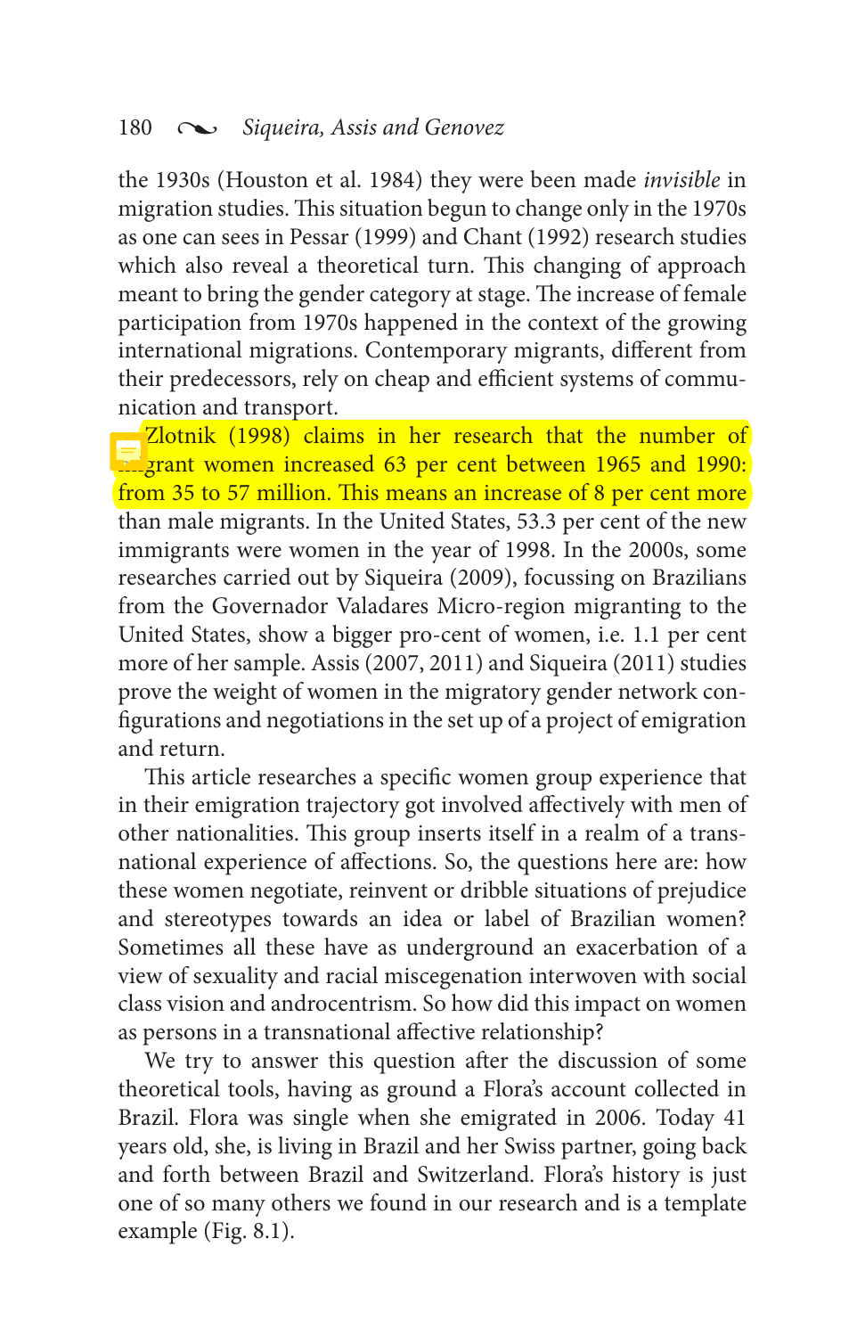the 1930s (Houston et al. 1984) they were been made *invisible* in migration studies. This situation begun to change only in the 1970s as one can sees in Pessar (1999) and Chant (1992) research studies which also reveal a theoretical turn. This changing of approach meant to bring the gender category at stage. The increase of female participation from 1970s happened in the context of the growing international migrations. Contemporary migrants, different from their predecessors, rely on cheap and efficient systems of communication and transport.

Zlotnik (1998) claims in her research that the number of migrant women increased 63 per cent between 1965 and 1990: from 35 to 57 million. This means an increase of 8 per cent more than male migrants. In the United States, 53.3 per cent of the new immigrants were women in the year of 1998. In the 2000s, some researches carried out by Siqueira (2009), focussing on Brazilians from the Governador Valadares Micro-region migranting to the United States, show a bigger pro-cent of women, i.e. 1.1 per cent more of her sample. Assis (2007, 2011) and Siqueira (2011) studies prove the weight of women in the migratory gender network configurations and negotiations in the set up of a project of emigration and return.

This article researches a specific women group experience that in their emigration trajectory got involved affectively with men of other nationalities. This group inserts itself in a realm of a transnational experience of affections. So, the questions here are: how these women negotiate, reinvent or dribble situations of prejudice and stereotypes towards an idea or label of Brazilian women? Sometimes all these have as underground an exacerbation of a view of sexuality and racial miscegenation interwoven with social class vision and androcentrism. So how did this impact on women as persons in a transnational affective relationship?

We try to answer this question after the discussion of some theoretical tools, having as ground a Flora's account collected in Brazil. Flora was single when she emigrated in 2006. Today 41 years old, she, is living in Brazil and her Swiss partner, going back and forth between Brazil and Switzerland. Flora's history is just one of so many others we found in our research and is a template example (Fig. 8.1).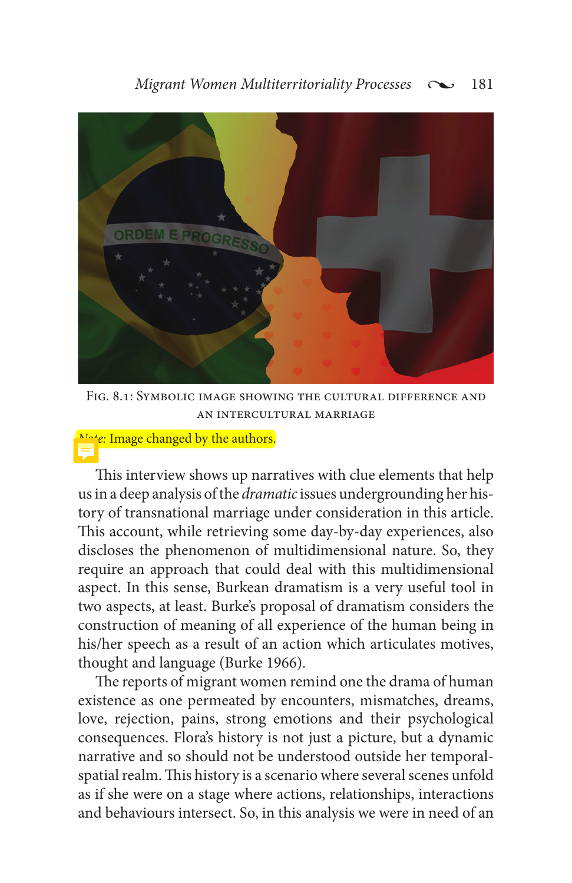Fig. 8.1: Symbolic image showing the cultural difference and an intercultural marriage

*Note:* Image changed by the authors.

This interview shows up narratives with clue elements that help us in a deep analysis of the *dramatic* issues undergrounding her history of transnational marriage under consideration in this article. This account, while retrieving some day-by-day experiences, also discloses the phenomenon of multidimensional nature. So, they require an approach that could deal with this multidimensional aspect. In this sense, Burkean dramatism is a very useful tool in two aspects, at least. Burke's proposal of dramatism considers the construction of meaning of all experience of the human being in his/her speech as a result of an action which articulates motives, thought and language (Burke 1966).

The reports of migrant women remind one the drama of human existence as one permeated by encounters, mismatches, dreams, love, rejection, pains, strong emotions and their psychological consequences. Flora's history is not just a picture, but a dynamic narrative and so should not be understood outside her temporal-spatial realm. This history is a scenario where several scenes unfold as if she were on a stage where actions, relationships, interactions and behaviours intersect. So, in this analysis we were in need of an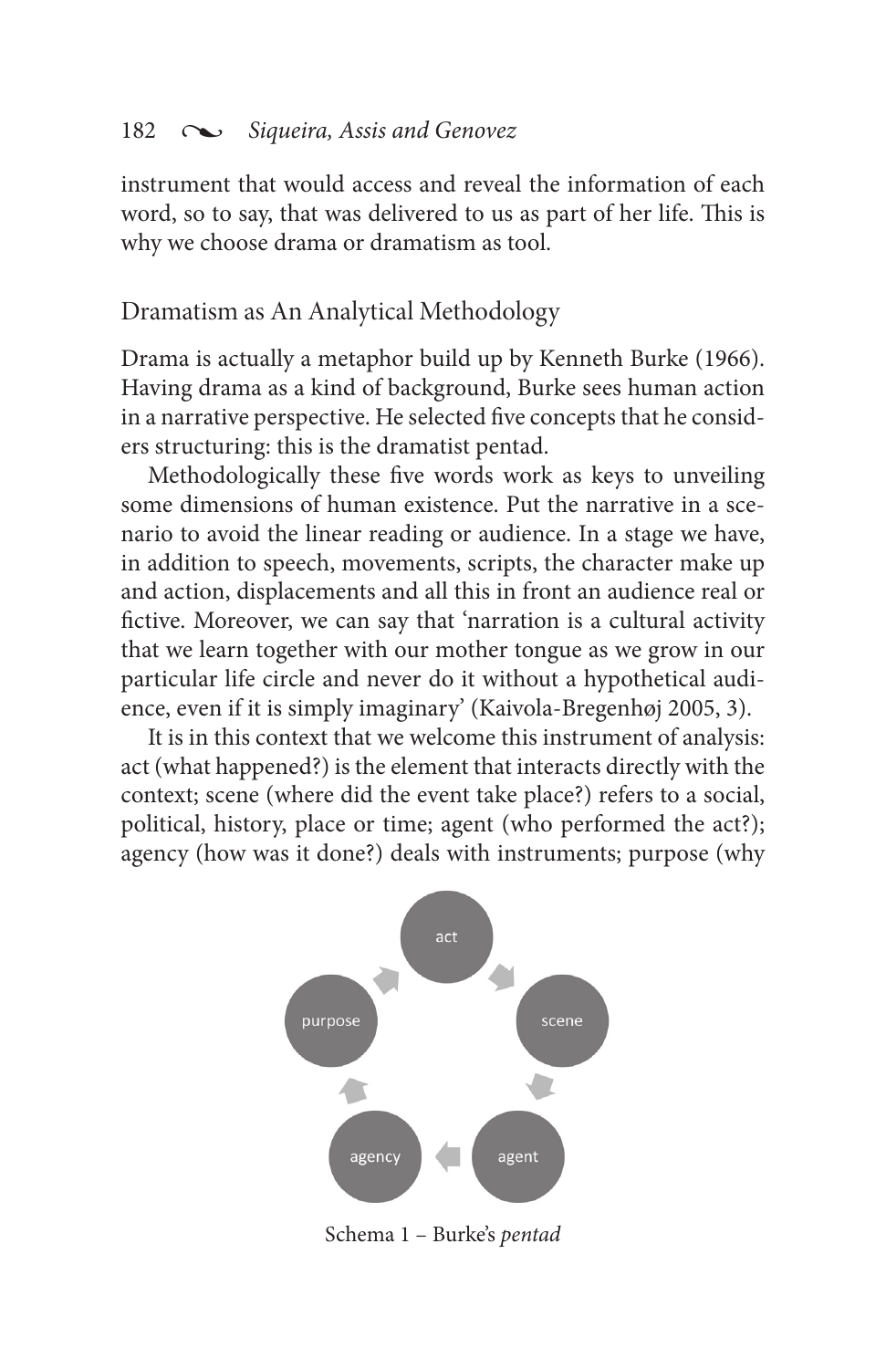instrument that would access and reveal the information of each word, so to say, that was delivered to us as part of her life. This is why we choose drama or dramatism as tool.

## Dramatism as An Analytical Methodology

Drama is actually a metaphor build up by Kenneth Burke (1966). Having drama as a kind of background, Burke sees human action in a narrative perspective. He selected five concepts that he considers structuring: this is the dramatist pentad.

Methodologically these five words work as keys to unveiling some dimensions of human existence. Put the narrative in a scenario to avoid the linear reading or audience. In a stage we have, in addition to speech, movements, scripts, the character make up and action, displacements and all this in front an audience real or fictive. Moreover, we can say that 'narration is a cultural activity that we learn together with our mother tongue as we grow in our particular life circle and never do it without a hypothetical audience, even if it is simply imaginary' (Kaivola-Bregenhøj 2005, 3).

It is in this context that we welcome this instrument of analysis: act (what happened?) is the element that interacts directly with the context; scene (where did the event take place?) refers to a social, political, history, place or time; agent (who performed the act?); agency (how was it done?) deals with instruments; purpose (why

act

scene

agent

agency

purpose

Schema 1 – Burke's *pentad*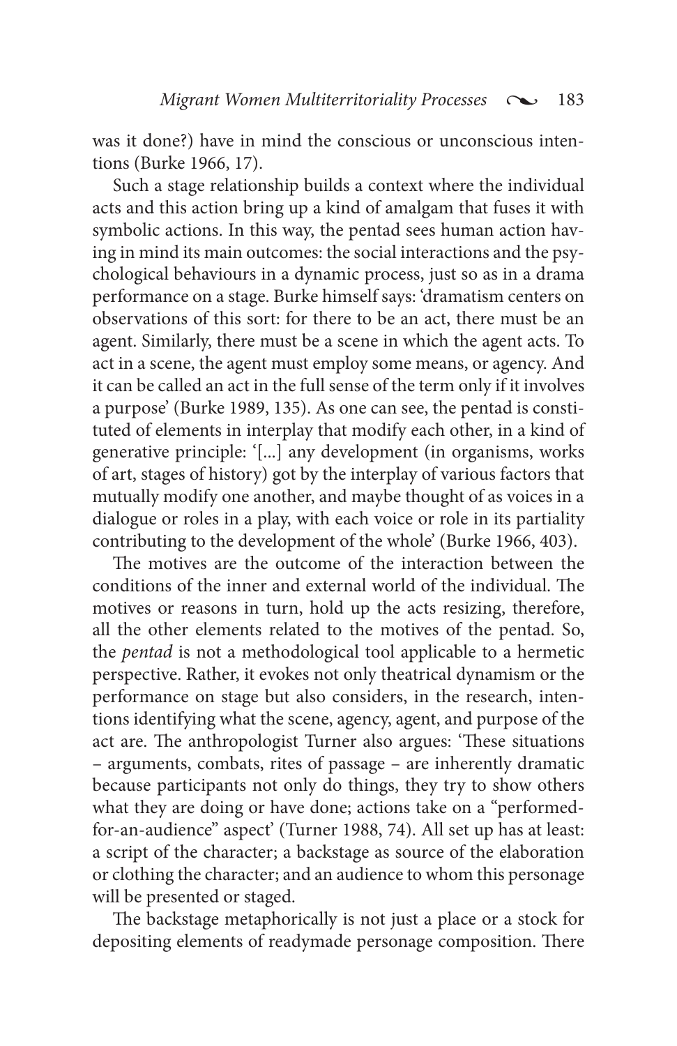was it done?) have in mind the conscious or unconscious intentions (Burke 1966, 17).

Such a stage relationship builds a context where the individual acts and this action bring up a kind of amalgam that fuses it with symbolic actions. In this way, the pentad sees human action having in mind its main outcomes: the social interactions and the psychological behaviours in a dynamic process, just so as in a drama performance on a stage. Burke himself says: 'dramatism centers on observations of this sort: for there to be an act, there must be an agent. Similarly, there must be a scene in which the agent acts. To act in a scene, the agent must employ some means, or agency. And it can be called an act in the full sense of the term only if it involves a purpose' (Burke 1989, 135). As one can see, the pentad is constituted of elements in interplay that modify each other, in a kind of generative principle: '[...] any development (in organisms, works of art, stages of history) got by the interplay of various factors that mutually modify one another, and maybe thought of as voices in a dialogue or roles in a play, with each voice or role in its partiality contributing to the development of the whole' (Burke 1966, 403).

The motives are the outcome of the interaction between the conditions of the inner and external world of the individual. The motives or reasons in turn, hold up the acts resizing, therefore, all the other elements related to the motives of the pentad. So, the *pentad* is not a methodological tool applicable to a hermetic perspective. Rather, it evokes not only theatrical dynamism or the performance on stage but also considers, in the research, intentions identifying what the scene, agency, agent, and purpose of the act are. The anthropologist Turner also argues: 'These situations – arguments, combats, rites of passage – are inherently dramatic because participants not only do things, they try to show others what they are doing or have done; actions take on a "performed-for-an-audience" aspect' (Turner 1988, 74). All set up has at least: a script of the character; a backstage as source of the elaboration or clothing the character; and an audience to whom this personage will be presented or staged.

The backstage metaphorically is not just a place or a stock for depositing elements of readymade personage composition. There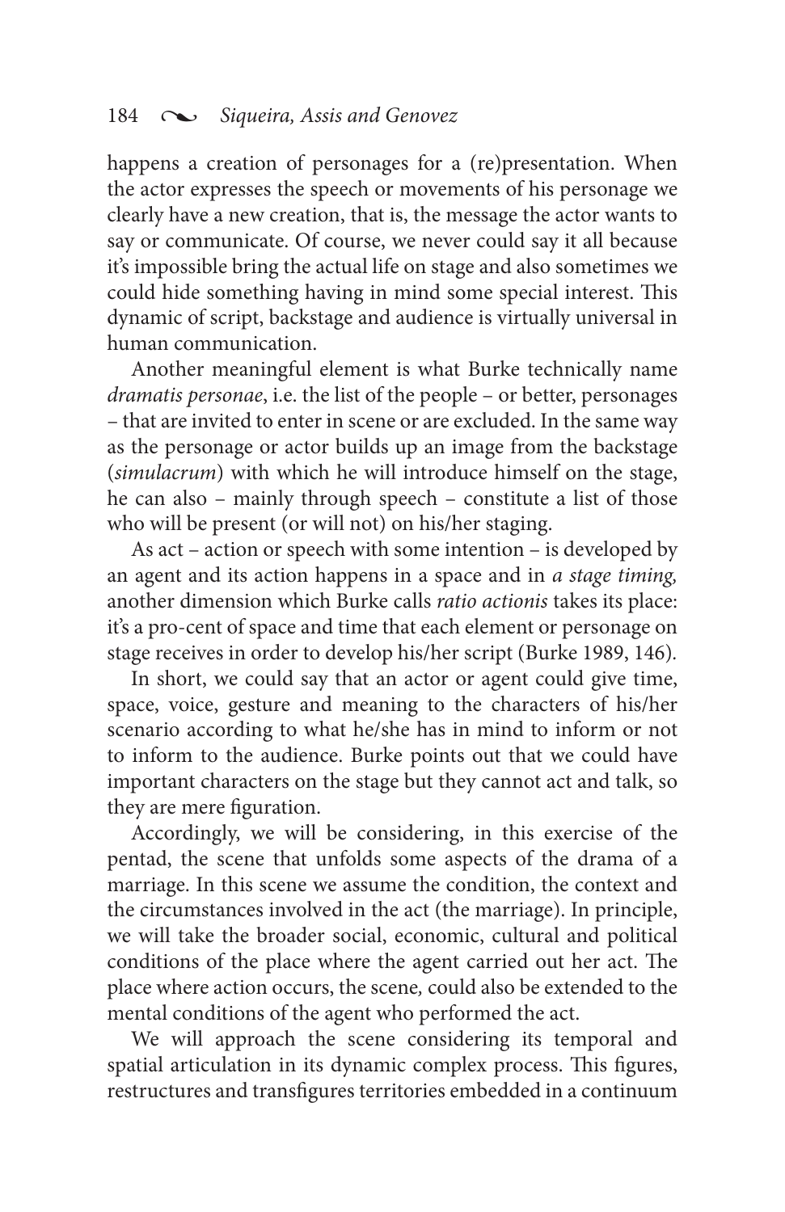happens a creation of personages for a (re)presentation. When the actor expresses the speech or movements of his personage we clearly have a new creation, that is, the message the actor wants to say or communicate. Of course, we never could say it all because it's impossible bring the actual life on stage and also sometimes we could hide something having in mind some special interest. This dynamic of script, backstage and audience is virtually universal in human communication.

Another meaningful element is what Burke technically name *dramatis personae*, i.e. the list of the people – or better, personages – that are invited to enter in scene or are excluded. In the same way as the personage or actor builds up an image from the backstage (*simulacrum*) with which he will introduce himself on the stage, he can also – mainly through speech – constitute a list of those who will be present (or will not) on his/her staging.

As act – action or speech with some intention – is developed by an agent and its action happens in a space and in *a stage timing,* another dimension which Burke calls *ratio actionis* takes its place: it's a pro-cent of space and time that each element or personage on stage receives in order to develop his/her script (Burke 1989, 146).

In short, we could say that an actor or agent could give time, space, voice, gesture and meaning to the characters of his/her scenario according to what he/she has in mind to inform or not to inform to the audience. Burke points out that we could have important characters on the stage but they cannot act and talk, so they are mere figuration.

Accordingly, we will be considering, in this exercise of the pentad, the scene that unfolds some aspects of the drama of a marriage. In this scene we assume the condition, the context and the circumstances involved in the act (the marriage). In principle, we will take the broader social, economic, cultural and political conditions of the place where the agent carried out her act. The place where action occurs, the scene*,* could also be extended to the mental conditions of the agent who performed the act.

We will approach the scene considering its temporal and spatial articulation in its dynamic complex process. This figures, restructures and transfigures territories embedded in a continuum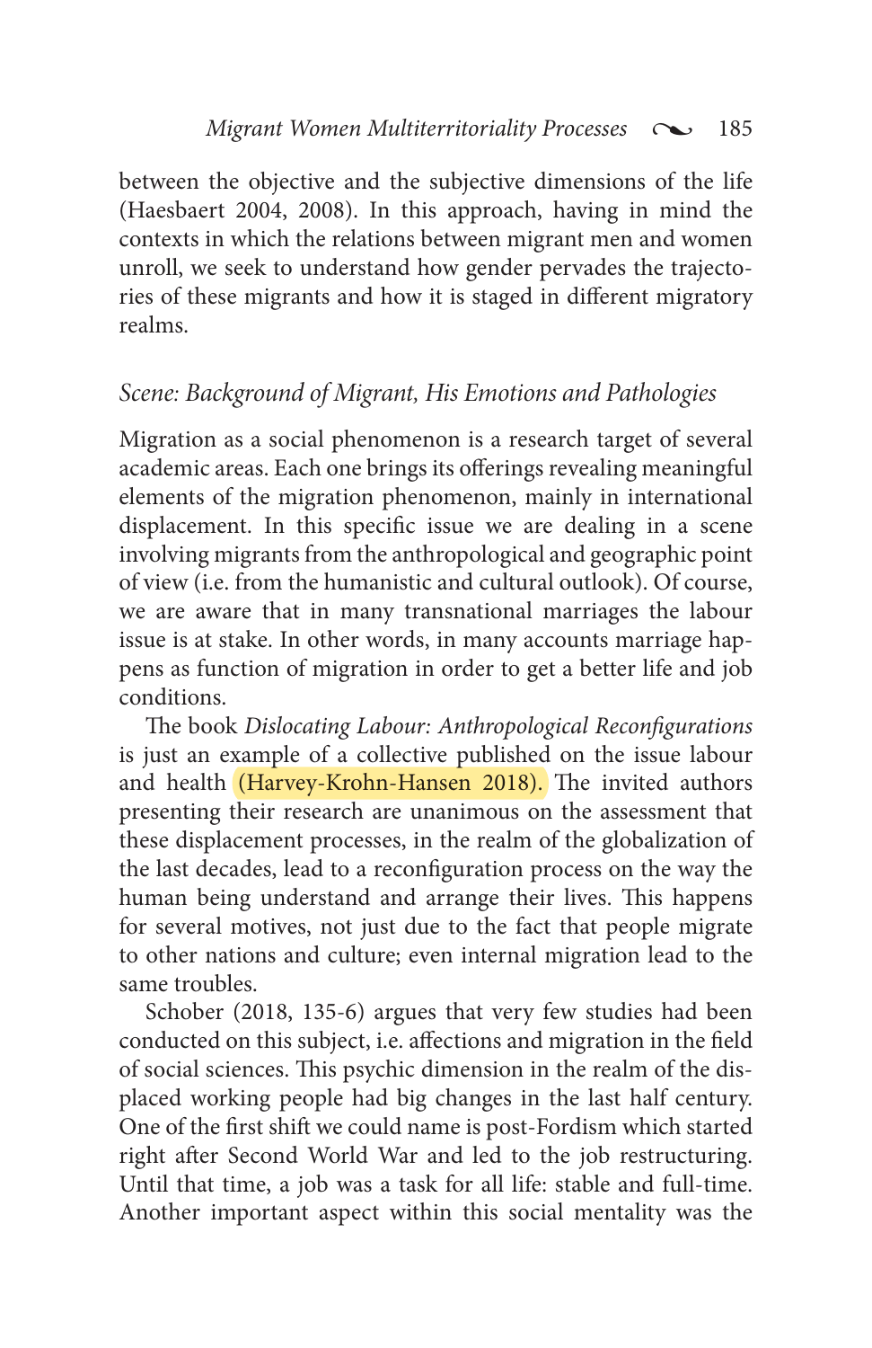between the objective and the subjective dimensions of the life (Haesbaert 2004, 2008). In this approach, having in mind the contexts in which the relations between migrant men and women unroll, we seek to understand how gender pervades the trajectories of these migrants and how it is staged in different migratory realms.

### *Scene: Background of Migrant, His Emotions and Pathologies*

Migration as a social phenomenon is a research target of several academic areas. Each one brings its offerings revealing meaningful elements of the migration phenomenon, mainly in international displacement. In this specific issue we are dealing in a scene involving migrants from the anthropological and geographic point of view (i.e. from the humanistic and cultural outlook). Of course, we are aware that in many transnational marriages the labour issue is at stake. In other words, in many accounts marriage happens as function of migration in order to get a better life and job conditions.

The book *Dislocating Labour: Anthropological Reconfigurations* is just an example of a collective published on the issue labour and health (Harvey-Krohn-Hansen 2018). The invited authors presenting their research are unanimous on the assessment that these displacement processes, in the realm of the globalization of the last decades, lead to a reconfiguration process on the way the human being understand and arrange their lives. This happens for several motives, not just due to the fact that people migrate to other nations and culture; even internal migration lead to the same troubles.

Schober (2018, 135-6) argues that very few studies had been conducted on this subject, i.e. affections and migration in the field of social sciences. This psychic dimension in the realm of the displaced working people had big changes in the last half century. One of the first shift we could name is post-Fordism which started right after Second World War and led to the job restructuring. Until that time, a job was a task for all life: stable and full-time. Another important aspect within this social mentality was the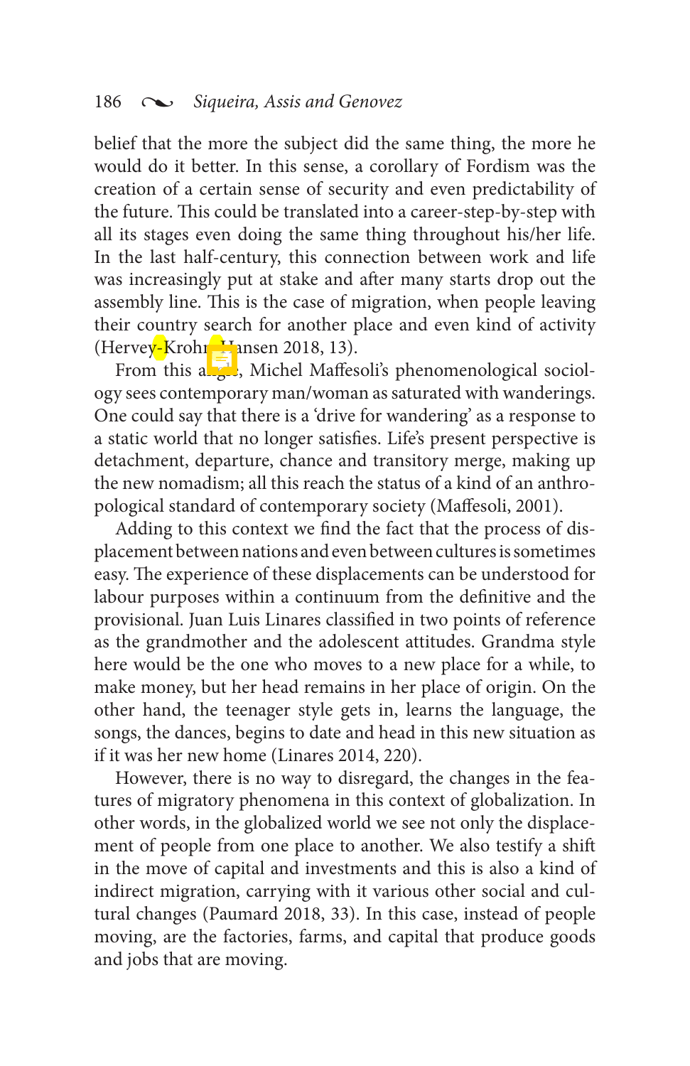belief that the more the subject did the same thing, the more he would do it better. In this sense, a corollary of Fordism was the creation of a certain sense of security and even predictability of the future. This could be translated into a career-step-by-step with all its stages even doing the same thing throughout his/her life. In the last half-century, this connection between work and life was increasingly put at stake and after many starts drop out the assembly line. This is the case of migration, when people leaving their country search for another place and even kind of activity (Hervey-Krohn-Hansen 2018, 13).

From this angle, Michel Maffesoli's phenomenological sociology sees contemporary man/woman as saturated with wanderings. One could say that there is a 'drive for wandering' as a response to a static world that no longer satisfies. Life's present perspective is detachment, departure, chance and transitory merge, making up the new nomadism; all this reach the status of a kind of an anthropological standard of contemporary society (Maffesoli, 2001).

Adding to this context we find the fact that the process of displacement between nations and even between cultures is sometimes easy. The experience of these displacements can be understood for labour purposes within a continuum from the definitive and the provisional. Juan Luis Linares classified in two points of reference as the grandmother and the adolescent attitudes. Grandma style here would be the one who moves to a new place for a while, to make money, but her head remains in her place of origin. On the other hand, the teenager style gets in, learns the language, the songs, the dances, begins to date and head in this new situation as if it was her new home (Linares 2014, 220).

However, there is no way to disregard, the changes in the features of migratory phenomena in this context of globalization. In other words, in the globalized world we see not only the displacement of people from one place to another. We also testify a shift in the move of capital and investments and this is also a kind of indirect migration, carrying with it various other social and cultural changes (Paumard 2018, 33). In this case, instead of people moving, are the factories, farms, and capital that produce goods and jobs that are moving.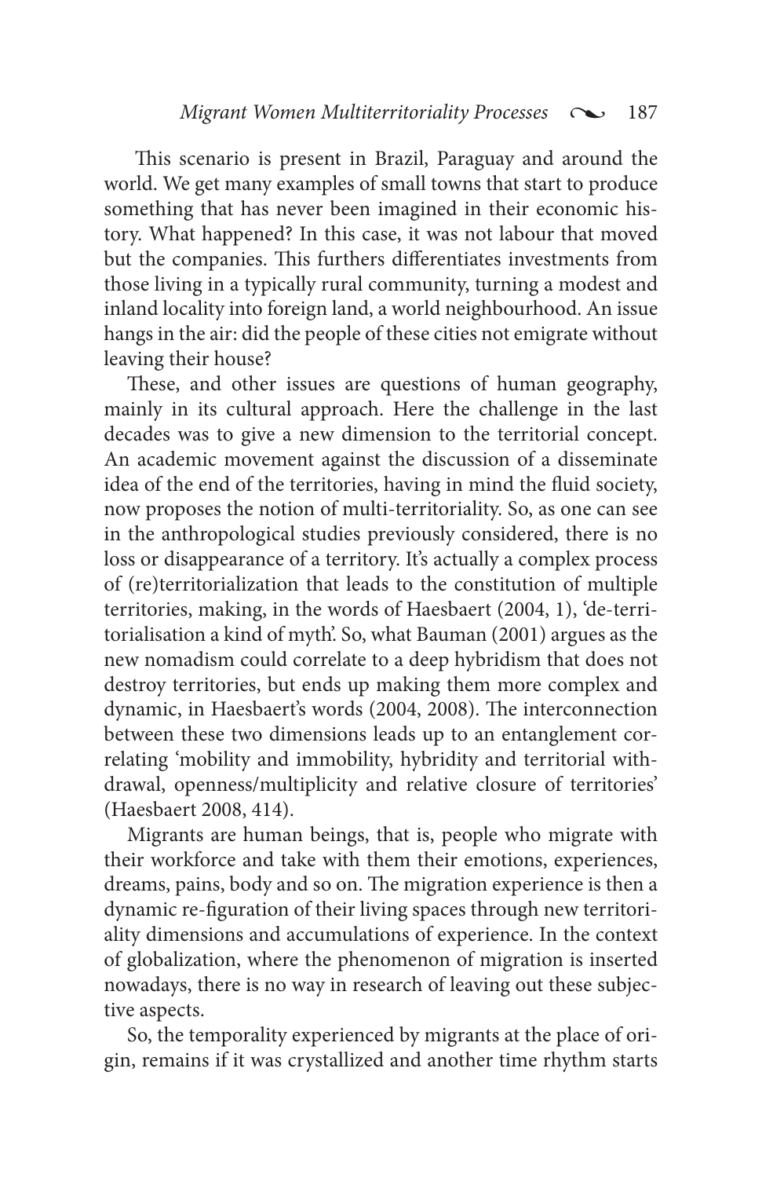This scenario is present in Brazil, Paraguay and around the world. We get many examples of small towns that start to produce something that has never been imagined in their economic history. What happened? In this case, it was not labour that moved but the companies. This furthers differentiates investments from those living in a typically rural community, turning a modest and inland locality into foreign land, a world neighbourhood. An issue hangs in the air: did the people of these cities not emigrate without leaving their house?

These, and other issues are questions of human geography, mainly in its cultural approach. Here the challenge in the last decades was to give a new dimension to the territorial concept. An academic movement against the discussion of a disseminate idea of the end of the territories, having in mind the fluid society, now proposes the notion of multi-territoriality. So, as one can see in the anthropological studies previously considered, there is no loss or disappearance of a territory. It's actually a complex process of (re)territorialization that leads to the constitution of multiple territories, making, in the words of Haesbaert (2004, 1), 'de-territorialisation a kind of myth'. So, what Bauman (2001) argues as the new nomadism could correlate to a deep hybridism that does not destroy territories, but ends up making them more complex and dynamic, in Haesbaert's words (2004, 2008). The interconnection between these two dimensions leads up to an entanglement correlating 'mobility and immobility, hybridity and territorial withdrawal, openness/multiplicity and relative closure of territories' (Haesbaert 2008, 414).

Migrants are human beings, that is, people who migrate with their workforce and take with them their emotions, experiences, dreams, pains, body and so on. The migration experience is then a dynamic re-figuration of their living spaces through new territoriality dimensions and accumulations of experience. In the context of globalization, where the phenomenon of migration is inserted nowadays, there is no way in research of leaving out these subjective aspects.

So, the temporality experienced by migrants at the place of origin, remains if it was crystallized and another time rhythm starts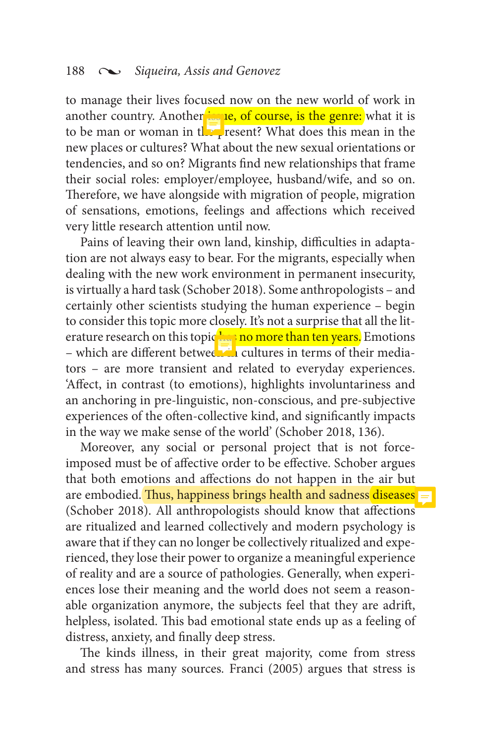to manage their lives focused now on the new world of work in another country. Another issue, of course, is the genre: what it is to be man or woman in the present? What does this mean in the new places or cultures? What about the new sexual orientations or tendencies, and so on? Migrants find new relationships that frame their social roles: employer/employee, husband/wife, and so on. Therefore, we have alongside with migration of people, migration of sensations, emotions, feelings and affections which received very little research attention until now.

Pains of leaving their own land, kinship, difficulties in adaptation are not always easy to bear. For the migrants, especially when dealing with the new work environment in permanent insecurity, is virtually a hard task (Schober 2018). Some anthropologists – and certainly other scientists studying the human experience – begin to consider this topic more closely. It's not a surprise that all the literature research on this topic has no more than ten years. Emotions – which are different between cultures in terms of their mediators – are more transient and related to everyday experiences. 'Affect, in contrast (to emotions), highlights involuntariness and an anchoring in pre-linguistic, non-conscious, and pre-subjective experiences of the often-collective kind, and significantly impacts in the way we make sense of the world' (Schober 2018, 136).

Moreover, any social or personal project that is not force-imposed must be of affective order to be effective. Schober argues that both emotions and affections do not happen in the air but are embodied. Thus, happiness brings health and sadness diseases (Schober 2018). All anthropologists should know that affections are ritualized and learned collectively and modern psychology is aware that if they can no longer be collectively ritualized and experienced, they lose their power to organize a meaningful experience of reality and are a source of pathologies. Generally, when experiences lose their meaning and the world does not seem a reasonable organization anymore, the subjects feel that they are adrift, helpless, isolated. This bad emotional state ends up as a feeling of distress, anxiety, and finally deep stress.

The kinds illness, in their great majority, come from stress and stress has many sources. Franci (2005) argues that stress is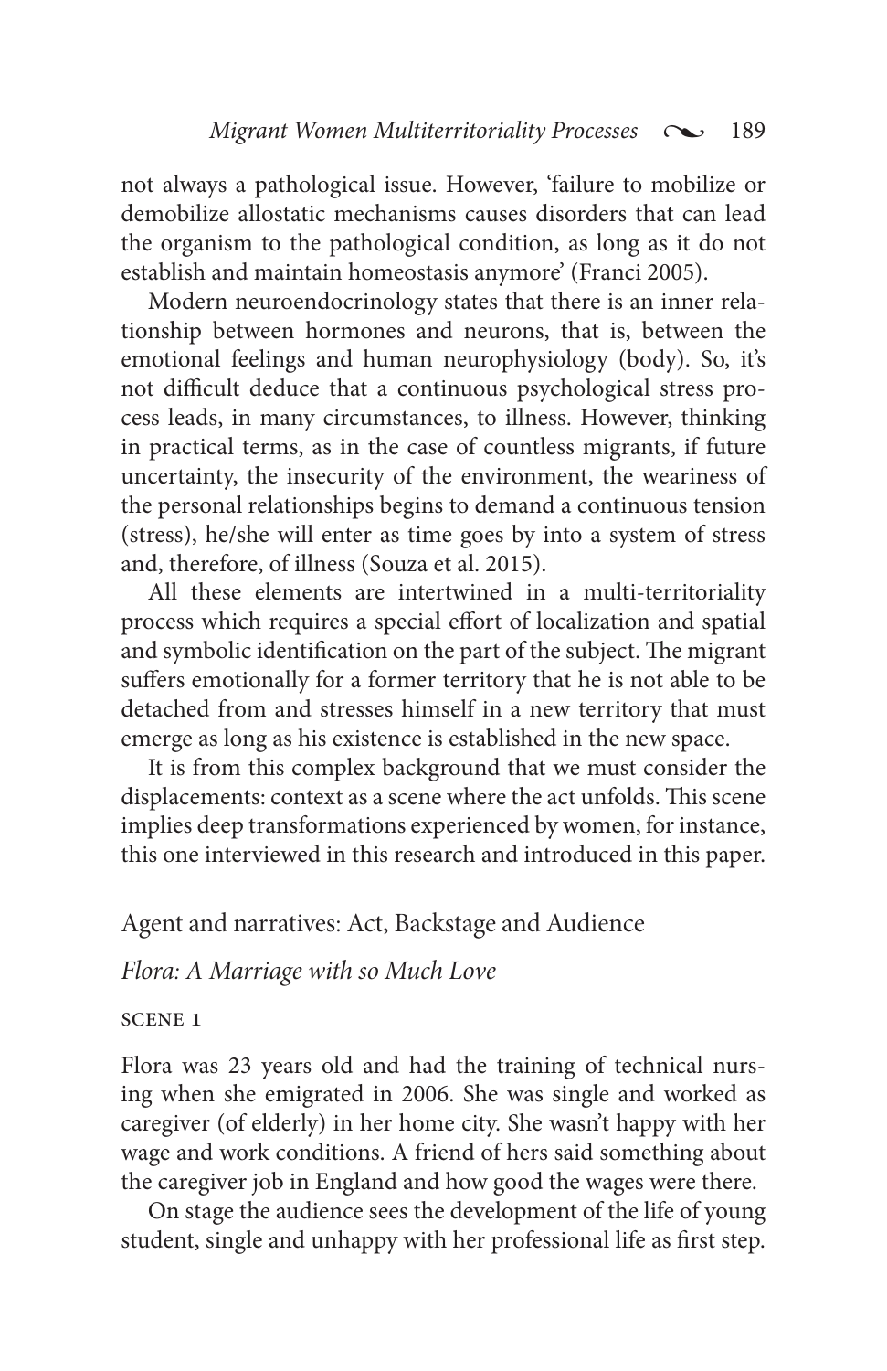not always a pathological issue. However, 'failure to mobilize or demobilize allostatic mechanisms causes disorders that can lead the organism to the pathological condition, as long as it do not establish and maintain homeostasis anymore' (Franci 2005).

Modern neuroendocrinology states that there is an inner relationship between hormones and neurons, that is, between the emotional feelings and human neurophysiology (body). So, it's not difficult deduce that a continuous psychological stress process leads, in many circumstances, to illness. However, thinking in practical terms, as in the case of countless migrants, if future uncertainty, the insecurity of the environment, the weariness of the personal relationships begins to demand a continuous tension (stress), he/she will enter as time goes by into a system of stress and, therefore, of illness (Souza et al. 2015).

All these elements are intertwined in a multi-territoriality process which requires a special effort of localization and spatial and symbolic identification on the part of the subject. The migrant suffers emotionally for a former territory that he is not able to be detached from and stresses himself in a new territory that must emerge as long as his existence is established in the new space.

It is from this complex background that we must consider the displacements: context as a scene where the act unfolds. This scene implies deep transformations experienced by women, for instance, this one interviewed in this research and introduced in this paper.

## Agent and narratives: Act, Backstage and Audience

### *Flora: A Marriage with so Much Love*

#### SCENE 1

Flora was 23 years old and had the training of technical nursing when she emigrated in 2006. She was single and worked as caregiver (of elderly) in her home city. She wasn't happy with her wage and work conditions. A friend of hers said something about the caregiver job in England and how good the wages were there.

On stage the audience sees the development of the life of young student, single and unhappy with her professional life as first step.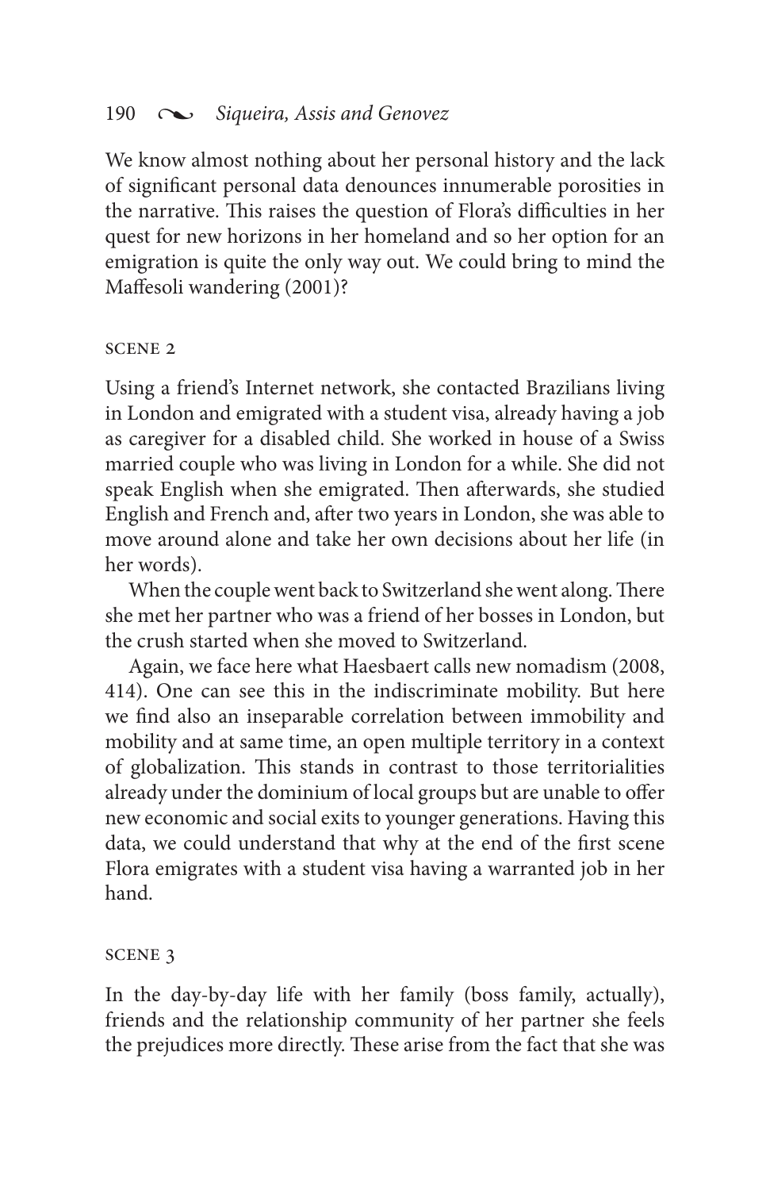We know almost nothing about her personal history and the lack of significant personal data denounces innumerable porosities in the narrative. This raises the question of Flora's difficulties in her quest for new horizons in her homeland and so her option for an emigration is quite the only way out. We could bring to mind the Maffesoli wandering (2001)?

### SCENE 2

Using a friend's Internet network, she contacted Brazilians living in London and emigrated with a student visa, already having a job as caregiver for a disabled child. She worked in house of a Swiss married couple who was living in London for a while. She did not speak English when she emigrated. Then afterwards, she studied English and French and, after two years in London, she was able to move around alone and take her own decisions about her life (in her words).

When the couple went back to Switzerland she went along. There she met her partner who was a friend of her bosses in London, but the crush started when she moved to Switzerland.

Again, we face here what Haesbaert calls new nomadism (2008, 414). One can see this in the indiscriminate mobility. But here we find also an inseparable correlation between immobility and mobility and at same time, an open multiple territory in a context of globalization. This stands in contrast to those territorialities already under the dominium of local groups but are unable to offer new economic and social exits to younger generations. Having this data, we could understand that why at the end of the first scene Flora emigrates with a student visa having a warranted job in her hand.

### SCENE 3

In the day-by-day life with her family (boss family, actually), friends and the relationship community of her partner she feels the prejudices more directly. These arise from the fact that she was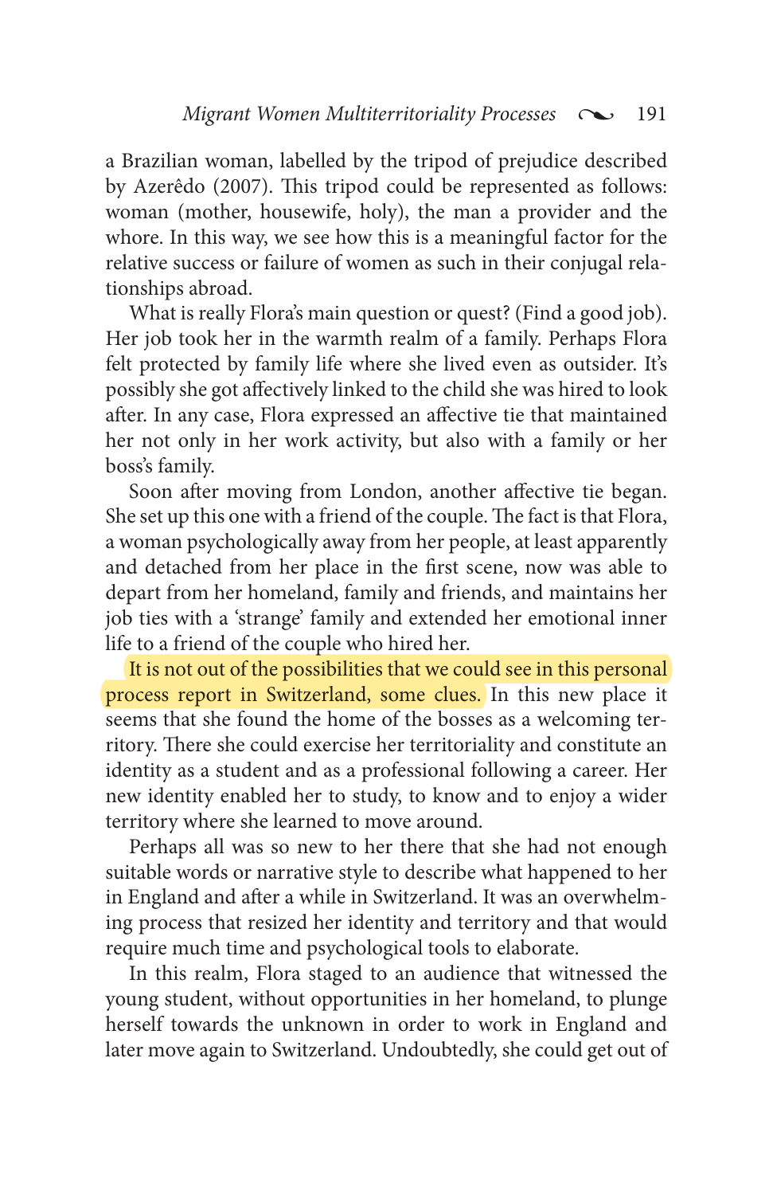a Brazilian woman, labelled by the tripod of prejudice described by Azerêdo (2007). This tripod could be represented as follows: woman (mother, housewife, holy), the man a provider and the whore. In this way, we see how this is a meaningful factor for the relative success or failure of women as such in their conjugal relationships abroad.

What is really Flora's main question or quest? (Find a good job). Her job took her in the warmth realm of a family. Perhaps Flora felt protected by family life where she lived even as outsider. It's possibly she got affectively linked to the child she was hired to look after. In any case, Flora expressed an affective tie that maintained her not only in her work activity, but also with a family or her boss's family.

Soon after moving from London, another affective tie began. She set up this one with a friend of the couple. The fact is that Flora, a woman psychologically away from her people, at least apparently and detached from her place in the first scene, now was able to depart from her homeland, family and friends, and maintains her job ties with a 'strange' family and extended her emotional inner life to a friend of the couple who hired her.

It is not out of the possibilities that we could see in this personal process report in Switzerland, some clues. In this new place it seems that she found the home of the bosses as a welcoming territory. There she could exercise her territoriality and constitute an identity as a student and as a professional following a career. Her new identity enabled her to study, to know and to enjoy a wider territory where she learned to move around.

Perhaps all was so new to her there that she had not enough suitable words or narrative style to describe what happened to her in England and after a while in Switzerland. It was an overwhelming process that resized her identity and territory and that would require much time and psychological tools to elaborate.

In this realm, Flora staged to an audience that witnessed the young student, without opportunities in her homeland, to plunge herself towards the unknown in order to work in England and later move again to Switzerland. Undoubtedly, she could get out of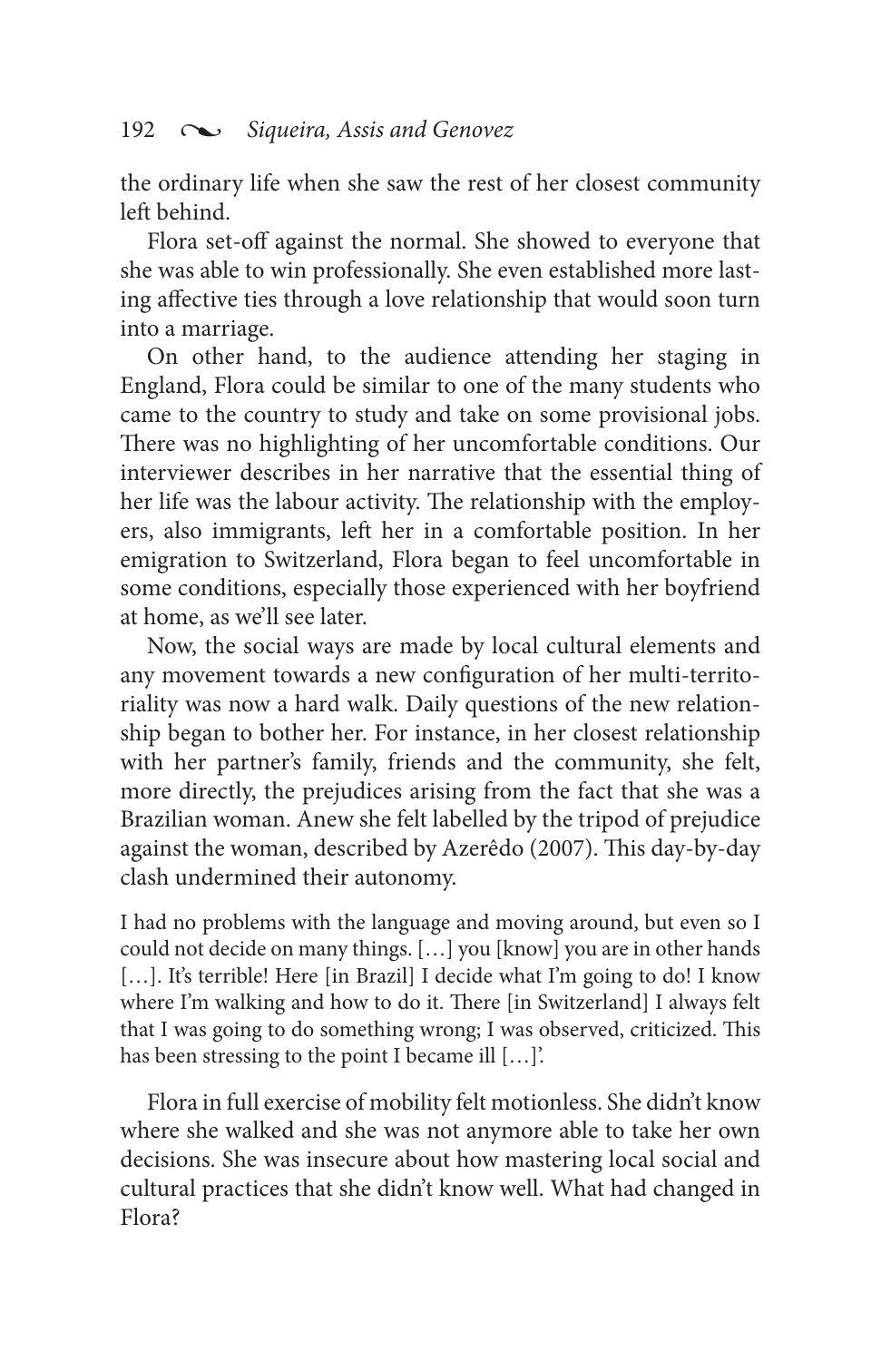the ordinary life when she saw the rest of her closest community left behind.

Flora set-off against the normal. She showed to everyone that she was able to win professionally. She even established more lasting affective ties through a love relationship that would soon turn into a marriage.

On other hand, to the audience attending her staging in England, Flora could be similar to one of the many students who came to the country to study and take on some provisional jobs. There was no highlighting of her uncomfortable conditions. Our interviewer describes in her narrative that the essential thing of her life was the labour activity. The relationship with the employers, also immigrants, left her in a comfortable position. In her emigration to Switzerland, Flora began to feel uncomfortable in some conditions, especially those experienced with her boyfriend at home, as we'll see later.

Now, the social ways are made by local cultural elements and any movement towards a new configuration of her multi-territoriality was now a hard walk. Daily questions of the new relationship began to bother her. For instance, in her closest relationship with her partner's family, friends and the community, she felt, more directly, the prejudices arising from the fact that she was a Brazilian woman. Anew she felt labelled by the tripod of prejudice against the woman, described by Azerêdo (2007). This day-by-day clash undermined their autonomy.

> I had no problems with the language and moving around, but even so I could not decide on many things. […] you [know] you are in other hands […]. It's terrible! Here [in Brazil] I decide what I'm going to do! I know where I'm walking and how to do it. There [in Switzerland] I always felt that I was going to do something wrong; I was observed, criticized. This has been stressing to the point I became ill […]'.

Flora in full exercise of mobility felt motionless. She didn't know where she walked and she was not anymore able to take her own decisions. She was insecure about how mastering local social and cultural practices that she didn't know well. What had changed in Flora?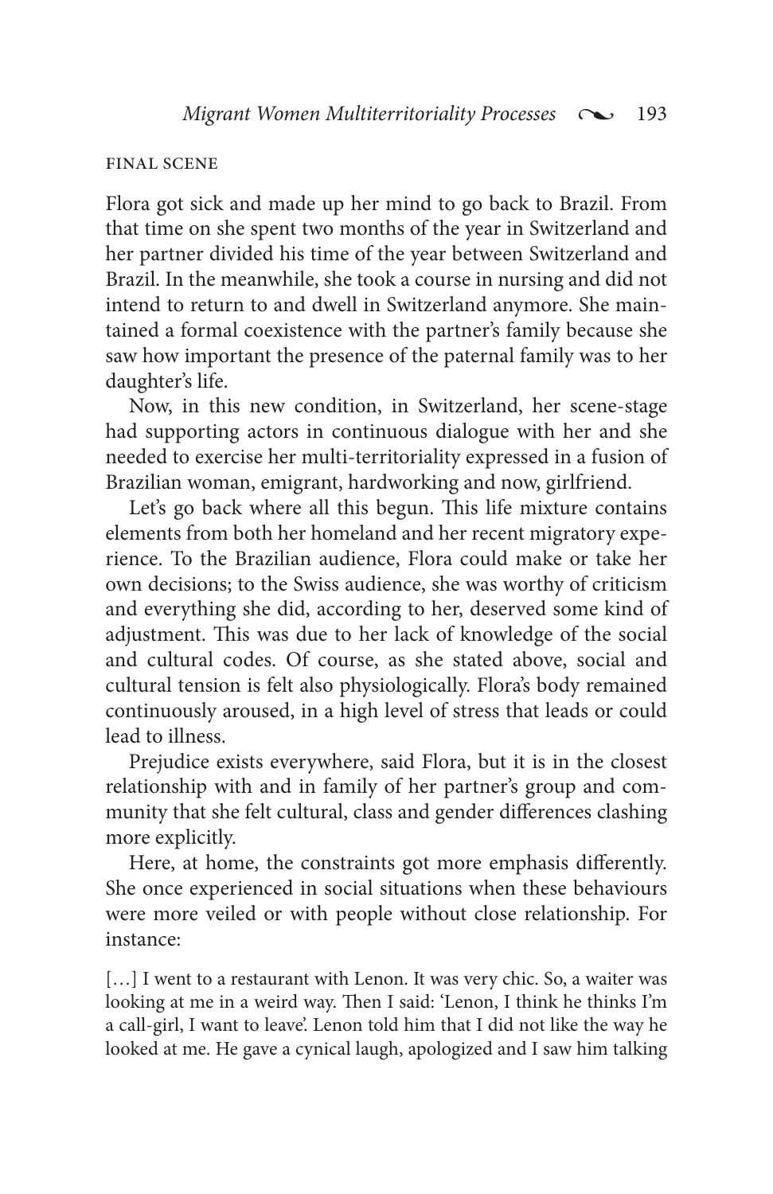## FINAL SCENE

Flora got sick and made up her mind to go back to Brazil. From that time on she spent two months of the year in Switzerland and her partner divided his time of the year between Switzerland and Brazil. In the meanwhile, she took a course in nursing and did not intend to return to and dwell in Switzerland anymore. She maintained a formal coexistence with the partner's family because she saw how important the presence of the paternal family was to her daughter's life.

Now, in this new condition, in Switzerland, her scene-stage had supporting actors in continuous dialogue with her and she needed to exercise her multi-territoriality expressed in a fusion of Brazilian woman, emigrant, hardworking and now, girlfriend.

Let's go back where all this begun. This life mixture contains elements from both her homeland and her recent migratory experience. To the Brazilian audience, Flora could make or take her own decisions; to the Swiss audience, she was worthy of criticism and everything she did, according to her, deserved some kind of adjustment. This was due to her lack of knowledge of the social and cultural codes. Of course, as she stated above, social and cultural tension is felt also physiologically. Flora's body remained continuously aroused, in a high level of stress that leads or could lead to illness.

Prejudice exists everywhere, said Flora, but it is in the closest relationship with and in family of her partner's group and community that she felt cultural, class and gender differences clashing more explicitly.

Here, at home, the constraints got more emphasis differently. She once experienced in social situations when these behaviours were more veiled or with people without close relationship. For instance:

> […] I went to a restaurant with Lenon. It was very chic. So, a waiter was looking at me in a weird way. Then I said: 'Lenon, I think he thinks I'm a call-girl, I want to leave'. Lenon told him that I did not like the way he looked at me. He gave a cynical laugh, apologized and I saw him talking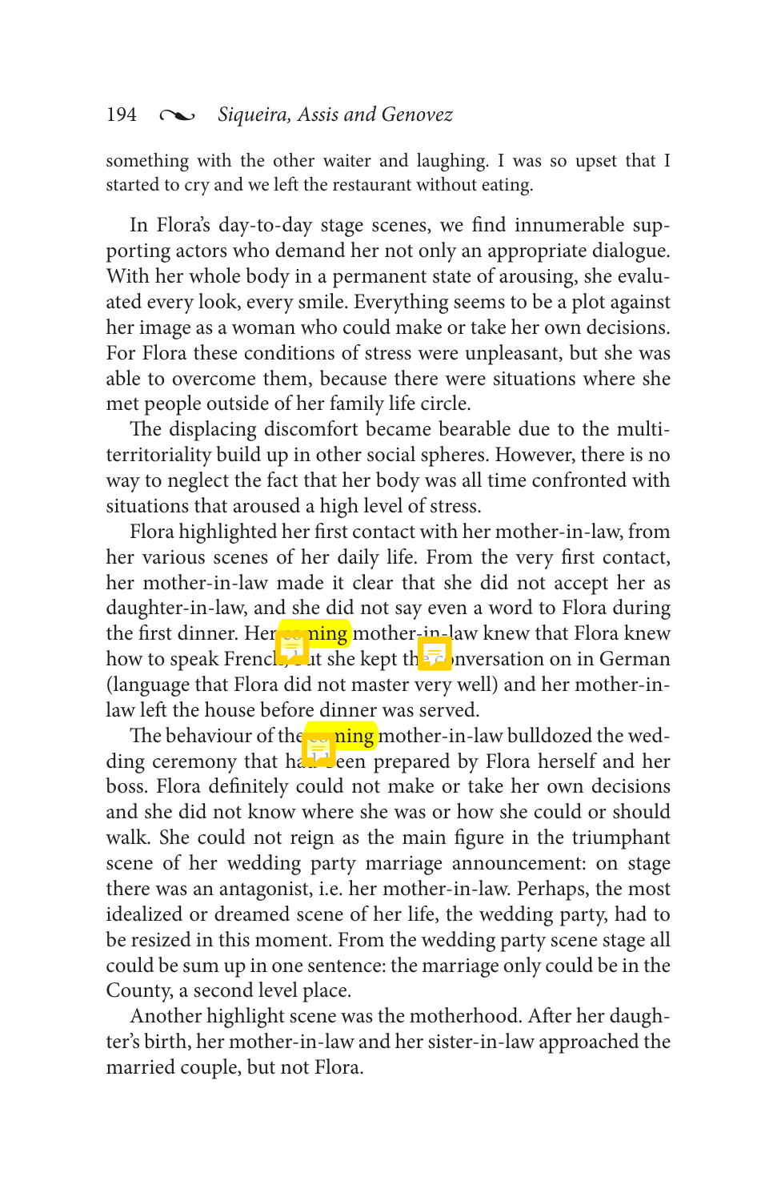something with the other waiter and laughing. I was so upset that I started to cry and we left the restaurant without eating.

In Flora's day-to-day stage scenes, we find innumerable supporting actors who demand her not only an appropriate dialogue. With her whole body in a permanent state of arousing, she evaluated every look, every smile. Everything seems to be a plot against her image as a woman who could make or take her own decisions. For Flora these conditions of stress were unpleasant, but she was able to overcome them, because there were situations where she met people outside of her family life circle.

The displacing discomfort became bearable due to the multi-territoriality build up in other social spheres. However, there is no way to neglect the fact that her body was all time confronted with situations that aroused a high level of stress.

Flora highlighted her first contact with her mother-in-law, from her various scenes of her daily life. From the very first contact, her mother-in-law made it clear that she did not accept her as daughter-in-law, and she did not say even a word to Flora during the first dinner. Her coming mother-in-law knew that Flora knew how to speak French, but she kept the conversation on in German (language that Flora did not master very well) and her mother-in-law left the house before dinner was served.

The behaviour of the coming mother-in-law bulldozed the wedding ceremony that had been prepared by Flora herself and her boss. Flora definitely could not make or take her own decisions and she did not know where she was or how she could or should walk. She could not reign as the main figure in the triumphant scene of her wedding party marriage announcement: on stage there was an antagonist, i.e. her mother-in-law. Perhaps, the most idealized or dreamed scene of her life, the wedding party, had to be resized in this moment. From the wedding party scene stage all could be sum up in one sentence: the marriage only could be in the County, a second level place.

Another highlight scene was the motherhood. After her daughter's birth, her mother-in-law and her sister-in-law approached the married couple, but not Flora.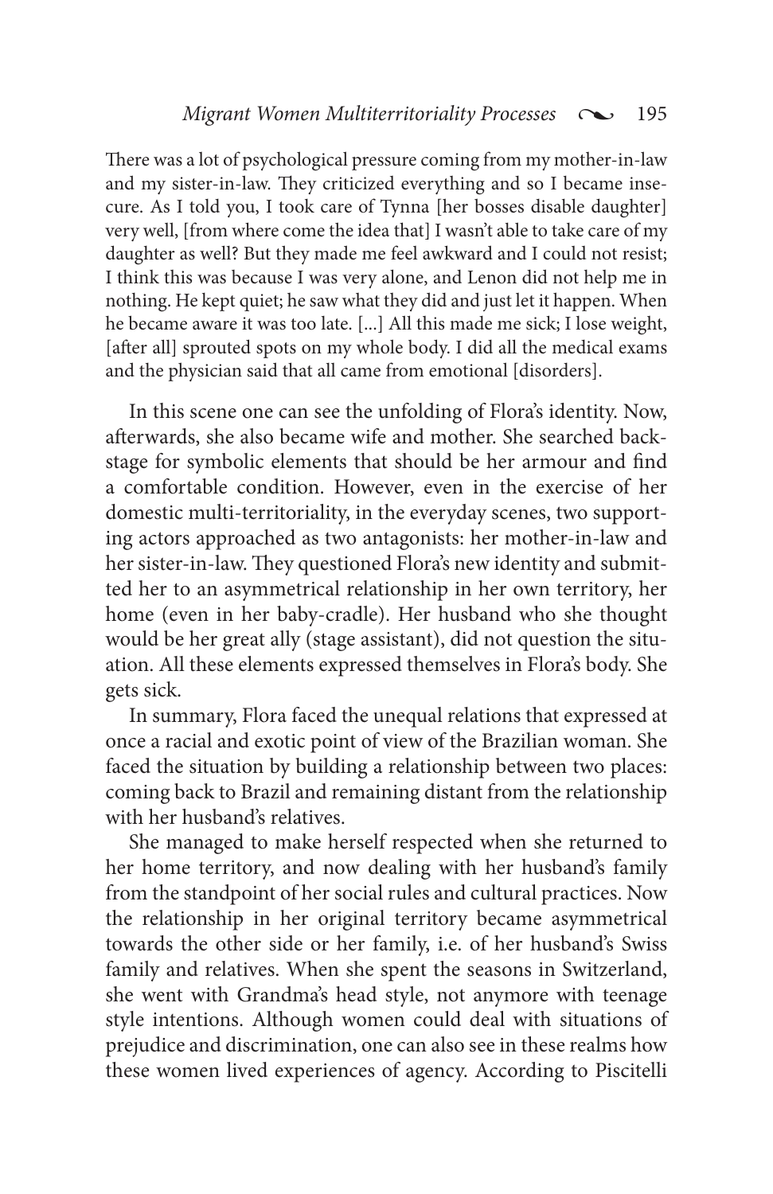There was a lot of psychological pressure coming from my mother-in-law and my sister-in-law. They criticized everything and so I became insecure. As I told you, I took care of Tynna [her bosses disable daughter] very well, [from where come the idea that] I wasn't able to take care of my daughter as well? But they made me feel awkward and I could not resist; I think this was because I was very alone, and Lenon did not help me in nothing. He kept quiet; he saw what they did and just let it happen. When he became aware it was too late. [...] All this made me sick; I lose weight, [after all] sprouted spots on my whole body. I did all the medical exams and the physician said that all came from emotional [disorders].

In this scene one can see the unfolding of Flora's identity. Now, afterwards, she also became wife and mother. She searched backstage for symbolic elements that should be her armour and find a comfortable condition. However, even in the exercise of her domestic multi-territoriality, in the everyday scenes, two supporting actors approached as two antagonists: her mother-in-law and her sister-in-law. They questioned Flora's new identity and submitted her to an asymmetrical relationship in her own territory, her home (even in her baby-cradle). Her husband who she thought would be her great ally (stage assistant), did not question the situation. All these elements expressed themselves in Flora's body. She gets sick.

In summary, Flora faced the unequal relations that expressed at once a racial and exotic point of view of the Brazilian woman. She faced the situation by building a relationship between two places: coming back to Brazil and remaining distant from the relationship with her husband's relatives.

She managed to make herself respected when she returned to her home territory, and now dealing with her husband's family from the standpoint of her social rules and cultural practices. Now the relationship in her original territory became asymmetrical towards the other side or her family, i.e. of her husband's Swiss family and relatives. When she spent the seasons in Switzerland, she went with Grandma's head style, not anymore with teenage style intentions. Although women could deal with situations of prejudice and discrimination, one can also see in these realms how these women lived experiences of agency. According to Piscitelli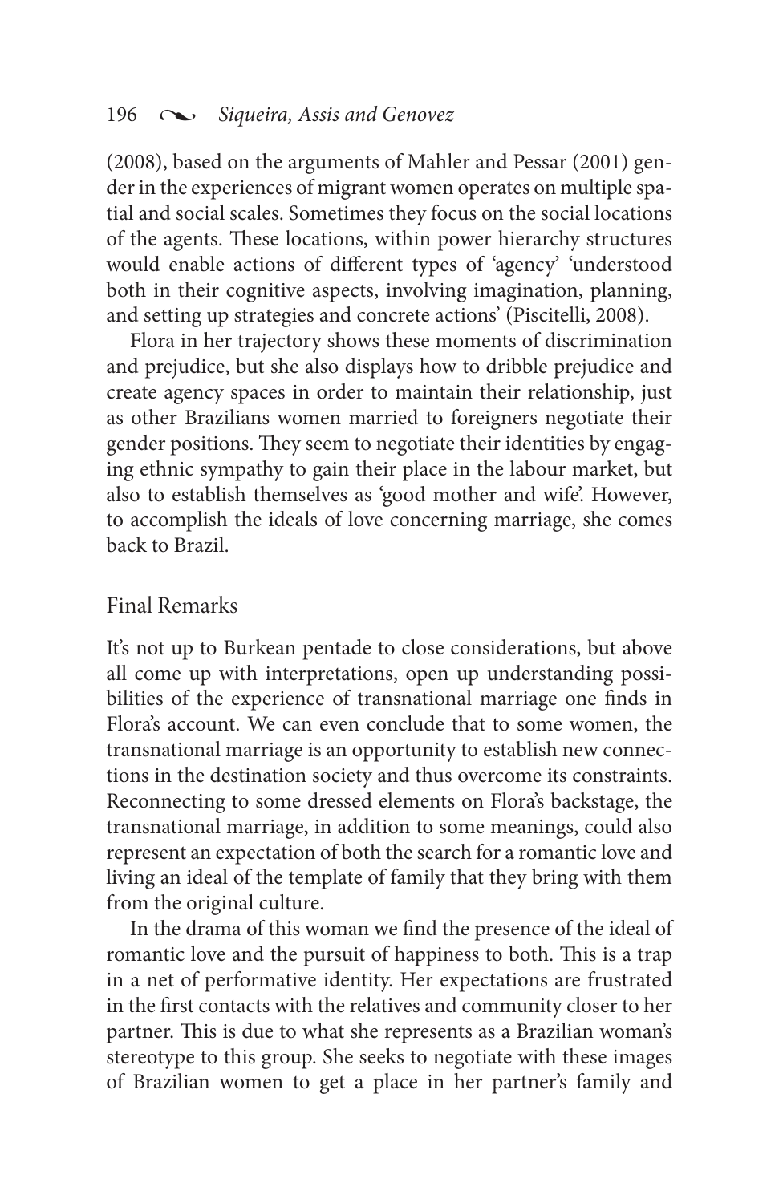(2008), based on the arguments of Mahler and Pessar (2001) gender in the experiences of migrant women operates on multiple spatial and social scales. Sometimes they focus on the social locations of the agents. These locations, within power hierarchy structures would enable actions of different types of 'agency' 'understood both in their cognitive aspects, involving imagination, planning, and setting up strategies and concrete actions' (Piscitelli, 2008).

Flora in her trajectory shows these moments of discrimination and prejudice, but she also displays how to dribble prejudice and create agency spaces in order to maintain their relationship, just as other Brazilians women married to foreigners negotiate their gender positions. They seem to negotiate their identities by engaging ethnic sympathy to gain their place in the labour market, but also to establish themselves as 'good mother and wife'. However, to accomplish the ideals of love concerning marriage, she comes back to Brazil.

## Final Remarks

It's not up to Burkean pentade to close considerations, but above all come up with interpretations, open up understanding possibilities of the experience of transnational marriage one finds in Flora's account. We can even conclude that to some women, the transnational marriage is an opportunity to establish new connections in the destination society and thus overcome its constraints. Reconnecting to some dressed elements on Flora's backstage, the transnational marriage, in addition to some meanings, could also represent an expectation of both the search for a romantic love and living an ideal of the template of family that they bring with them from the original culture.

In the drama of this woman we find the presence of the ideal of romantic love and the pursuit of happiness to both. This is a trap in a net of performative identity. Her expectations are frustrated in the first contacts with the relatives and community closer to her partner. This is due to what she represents as a Brazilian woman's stereotype to this group. She seeks to negotiate with these images of Brazilian women to get a place in her partner's family and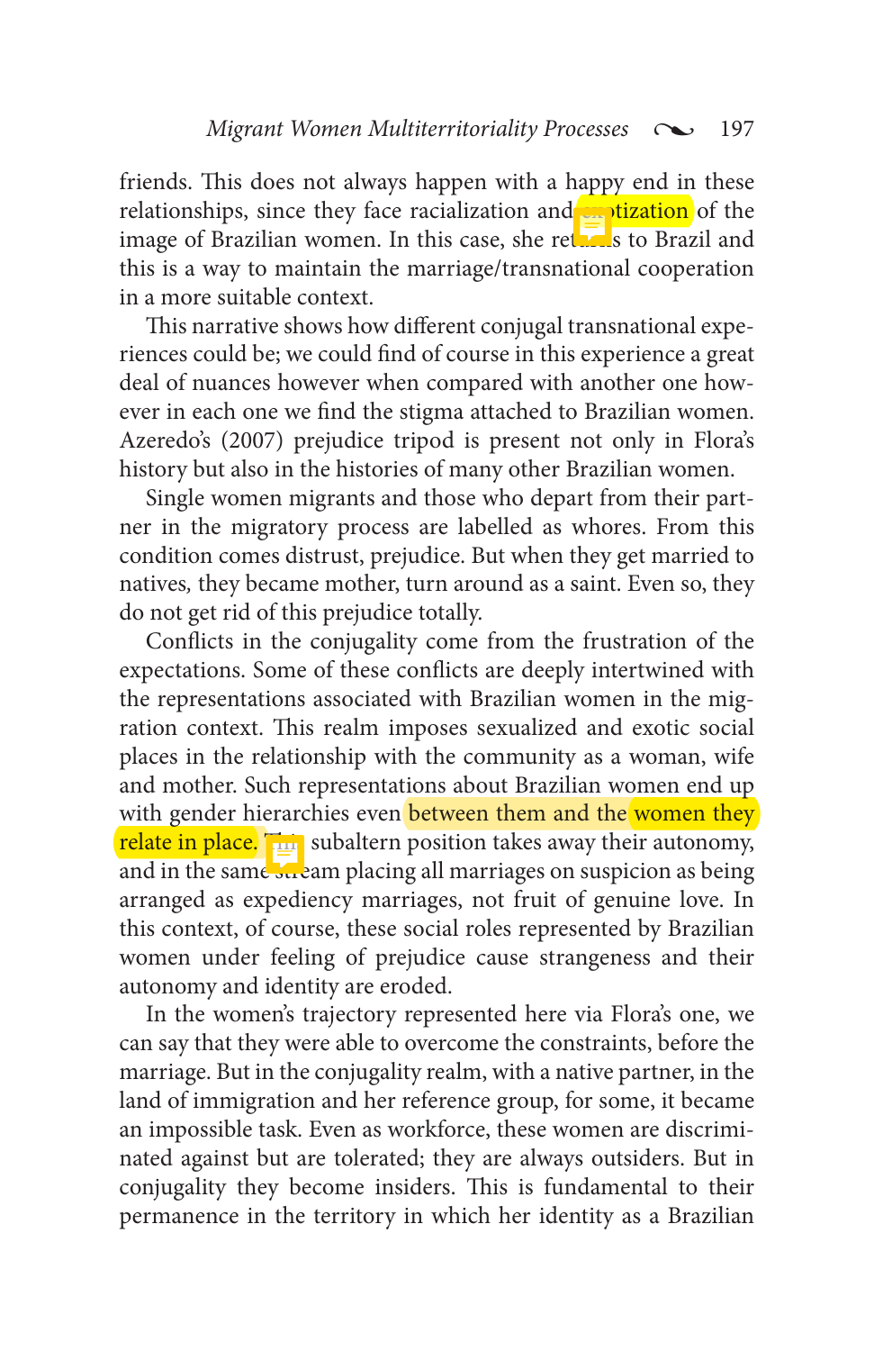friends. This does not always happen with a happy end in these relationships, since they face racialization and exotization of the image of Brazilian women. In this case, she returns to Brazil and this is a way to maintain the marriage/transnational cooperation in a more suitable context.

This narrative shows how different conjugal transnational experiences could be; we could find of course in this experience a great deal of nuances however when compared with another one however in each one we find the stigma attached to Brazilian women. Azeredo's (2007) prejudice tripod is present not only in Flora's history but also in the histories of many other Brazilian women.

Single women migrants and those who depart from their partner in the migratory process are labelled as whores. From this condition comes distrust, prejudice. But when they get married to natives, they became mother, turn around as a saint. Even so, they do not get rid of this prejudice totally.

Conflicts in the conjugality come from the frustration of the expectations. Some of these conflicts are deeply intertwined with the representations associated with Brazilian women in the migration context. This realm imposes sexualized and exotic social places in the relationship with the community as a woman, wife and mother. Such representations about Brazilian women end up with gender hierarchies even between them and the women they relate in place. This subaltern position takes away their autonomy, and in the same stream placing all marriages on suspicion as being arranged as expediency marriages, not fruit of genuine love. In this context, of course, these social roles represented by Brazilian women under feeling of prejudice cause strangeness and their autonomy and identity are eroded.

In the women's trajectory represented here via Flora's one, we can say that they were able to overcome the constraints, before the marriage. But in the conjugality realm, with a native partner, in the land of immigration and her reference group, for some, it became an impossible task. Even as workforce, these women are discriminated against but are tolerated; they are always outsiders. But in conjugality they become insiders. This is fundamental to their permanence in the territory in which her identity as a Brazilian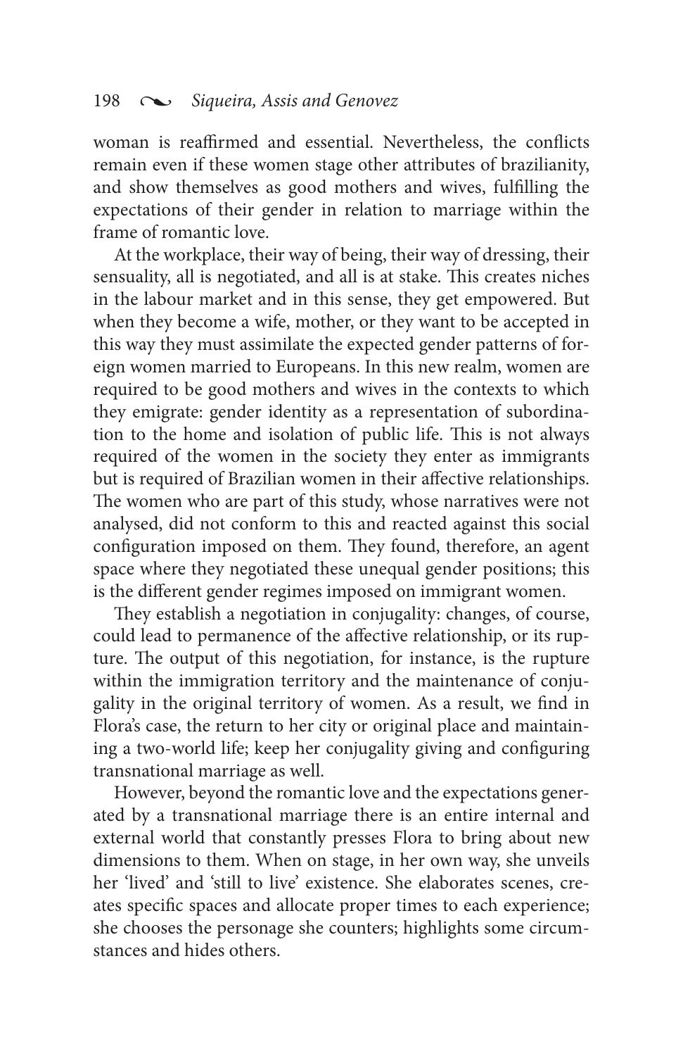woman is reaffirmed and essential. Nevertheless, the conflicts remain even if these women stage other attributes of brazilianity, and show themselves as good mothers and wives, fulfilling the expectations of their gender in relation to marriage within the frame of romantic love.

At the workplace, their way of being, their way of dressing, their sensuality, all is negotiated, and all is at stake. This creates niches in the labour market and in this sense, they get empowered. But when they become a wife, mother, or they want to be accepted in this way they must assimilate the expected gender patterns of foreign women married to Europeans. In this new realm, women are required to be good mothers and wives in the contexts to which they emigrate: gender identity as a representation of subordination to the home and isolation of public life. This is not always required of the women in the society they enter as immigrants but is required of Brazilian women in their affective relationships. The women who are part of this study, whose narratives were not analysed, did not conform to this and reacted against this social configuration imposed on them. They found, therefore, an agent space where they negotiated these unequal gender positions; this is the different gender regimes imposed on immigrant women.

They establish a negotiation in conjugality: changes, of course, could lead to permanence of the affective relationship, or its rupture. The output of this negotiation, for instance, is the rupture within the immigration territory and the maintenance of conjugality in the original territory of women. As a result, we find in Flora's case, the return to her city or original place and maintaining a two-world life; keep her conjugality giving and configuring transnational marriage as well.

However, beyond the romantic love and the expectations generated by a transnational marriage there is an entire internal and external world that constantly presses Flora to bring about new dimensions to them. When on stage, in her own way, she unveils her 'lived' and 'still to live' existence. She elaborates scenes, creates specific spaces and allocate proper times to each experience; she chooses the personage she counters; highlights some circumstances and hides others.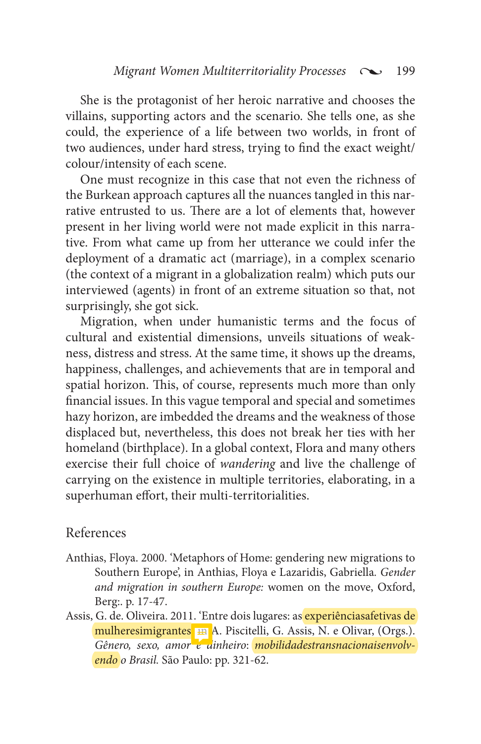She is the protagonist of her heroic narrative and chooses the villains, supporting actors and the scenario. She tells one, as she could, the experience of a life between two worlds, in front of two audiences, under hard stress, trying to find the exact weight/colour/intensity of each scene.

One must recognize in this case that not even the richness of the Burkean approach captures all the nuances tangled in this narrative entrusted to us. There are a lot of elements that, however present in her living world were not made explicit in this narrative. From what came up from her utterance we could infer the deployment of a dramatic act (marriage), in a complex scenario (the context of a migrant in a globalization realm) which puts our interviewed (agents) in front of an extreme situation so that, not surprisingly, she got sick.

Migration, when under humanistic terms and the focus of cultural and existential dimensions, unveils situations of weakness, distress and stress. At the same time, it shows up the dreams, happiness, challenges, and achievements that are in temporal and spatial horizon. This, of course, represents much more than only financial issues. In this vague temporal and special and sometimes hazy horizon, are imbedded the dreams and the weakness of those displaced but, nevertheless, this does not break her ties with her homeland (birthplace). In a global context, Flora and many others exercise their full choice of *wandering* and live the challenge of carrying on the existence in multiple territories, elaborating, in a superhuman effort, their multi-territorialities.

## References

Anthias, Floya. 2000. 'Metaphors of Home: gendering new migrations to Southern Europe', in Anthias, Floya e Lazaridis, Gabriella. *Gender and migration in southern Europe:* women on the move, Oxford, Berg:. p. 17-47.

Assis, G. de. Oliveira. 2011. 'Entre dois lugares: as experiênciasafetivas de mulheresimigrantes in A. Piscitelli, G. Assis, N. e Olivar, (Orgs.). *Gênero, sexo, amor e dinheiro*: *mobilidadestransnacionaisenvolvendo o Brasil.* São Paulo: pp. 321-62.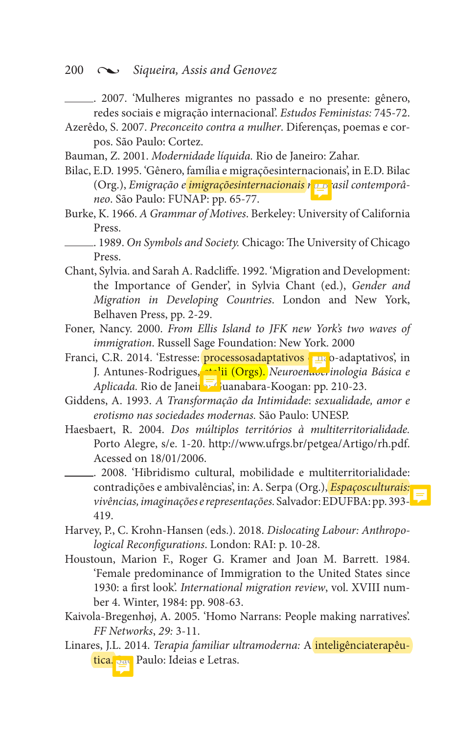\_\_\_\_\_\_. 2007. 'Mulheres migrantes no passado e no presente: gênero, redes sociais e migração internacional'. *Estudos Feministas:* 745-72.

Azerêdo, S. 2007. *Preconceito contra a mulher*. Diferenças, poemas e corpos. São Paulo: Cortez.

Bauman, Z. 2001. *Modernidade líquida.* Rio de Janeiro: Zahar.

Bilac, E.D. 1995. 'Gênero, família e migraçõesinternacionais', in E.D. Bilac (Org.), *Emigração e imigraçõesinternacionais no Brasil contemporâneo*. São Paulo: FUNAP: pp. 65-77.

Burke, K. 1966. *A Grammar of Motives*. Berkeley: University of California Press.

\_\_\_\_\_\_. 1989. *On Symbols and Society.* Chicago: The University of Chicago Press.

Chant, Sylvia. and Sarah A. Radcliffe. 1992. 'Migration and Development: the Importance of Gender', in Sylvia Chant (ed.), *Gender and Migration in Developing Countries*. London and New York, Belhaven Press, pp. 2-29.

Foner, Nancy. 2000. *From Ellis Island to JFK new York's two waves of immigration*. Russell Sage Foundation: New York. 2000

Franci, C.R. 2014. 'Estresse: processosadaptativos e não-adaptativos', in J. Antunes-Rodrigues, et alii (Orgs). *Neuroendocrinologia Básica e Aplicada.* Rio de Janeiro: Guanabara-Koogan: pp. 210-23.

Giddens, A. 1993. *A Transformação da Intimidade*: *sexualidade, amor e erotismo nas sociedades modernas.* São Paulo: UNESP.

Haesbaert, R. 2004. *Dos múltiplos territórios à multiterritorialidade.* Porto Alegre, s/e. 1-20. http://www.ufrgs.br/petgea/Artigo/rh.pdf. Acessed on 18/01/2006.

\_\_\_\_\_\_. 2008. 'Hibridismo cultural, mobilidade e multiterritorialidade: contradições e ambivalências', in: A. Serpa (Org.), *Espaçosculturais: vivências, imaginações e representações.* Salvador: EDUFBA: pp. 393-419.

Harvey, P., C. Krohn-Hansen (eds.). 2018. *Dislocating Labour: Anthropological Reconfigurations.* London: RAI: p. 10-28.

Houstoun, Marion F., Roger G. Kramer and Joan M. Barrett. 1984. 'Female predominance of Immigration to the United States since 1930: a first look'. *International migration review*, vol. XVIII number 4. Winter, 1984: pp. 908-63.

Kaivola-Bregenhøj, A. 2005. 'Homo Narrans: People making narratives'. *FF Networks*, *29:* 3-11.

Linares, J.L. 2014. *Terapia familiar ultramoderna:* A inteligênciaterapêutica. São Paulo: Ideias e Letras.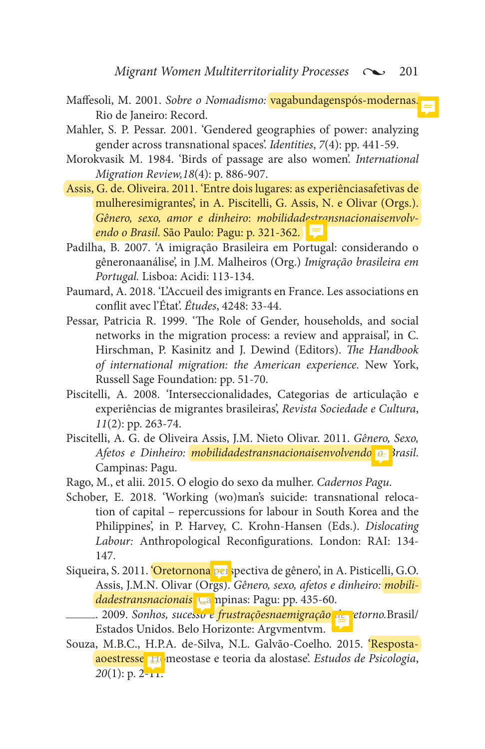Maffesoli, M. 2001. *Sobre o Nomadismo:* vagabundagenspós-modernas. Rio de Janeiro: Record.

Mahler, S. P. Pessar. 2001. 'Gendered geographies of power: analyzing gender across transnational spaces'. *Identities*, *7*(4): pp. 441-59.

Morokvasik M. 1984. 'Birds of passage are also women'. *International Migration Review,18*(4): p. 886-907.

Assis, G. de. Oliveira. 2011. 'Entre dois lugares: as experiênciasafetivas de mulheresimigrantes', in A. Piscitelli, G. Assis, N. e Olivar (Orgs.). *Gênero, sexo, amor e dinheiro: mobilidadestransnacionaisenvolvendo o Brasil*. São Paulo: Pagu: p. 321-362.

Padilha, B. 2007. 'A imigração Brasileira em Portugal: considerando o gêneronaanálise', in J.M. Malheiros (Org.) *Imigração brasileira em Portugal.* Lisboa: Acidi: 113-134.

Paumard, A. 2018. 'L'Accueil des imigrants en France. Les associations en conflit avec l'État'. *Études*, 4248: 33-44.

Pessar, Patricia R. 1999. 'The Role of Gender, households, and social networks in the migration process: a review and appraisal', in C. Hirschman, P. Kasinitz and J. Dewind (Editors). *The Handbook of international migration: the American experience.* New York, Russell Sage Foundation: pp. 51-70.

Piscitelli, A. 2008. 'Interseccionalidades, Categorias de articulação e experiências de migrantes brasileiras', *Revista Sociedade e Cultura*, *11*(2): pp. 263-74.

Piscitelli, A. G. de Oliveira Assis, J.M. Nieto Olivar. 2011. *Gênero, Sexo, Afetos e Dinheiro: mobilidadestransnacionaisenvolvendo o Brasil.* Campinas: Pagu.

Rago, M., et alii. 2015. O elogio do sexo da mulher. *Cadernos Pagu*.

Schober, E. 2018. 'Working (wo)man's suicide: transnational relocation of capital – repercussions for labour in South Korea and the Philippines', in P. Harvey, C. Krohn-Hansen (Eds.). *Dislocating Labour:* Anthropological Reconfigurations. London: RAI: 134-147.

Siqueira, S. 2011. 'Oretornona perspectiva de gênero', in A. Pisticelli, G.O. Assis, J.M.N. Olivar (Orgs). *Gênero, sexo, afetos e dinheiro: mobilidadestransnacionais*. Campinas: Pagu: pp. 435-60.

______. 2009. *Sonhos, sucesso e frustraçõesnaemigração de retorno.* Brasil/Estados Unidos. Belo Horizonte: Argvmentvm.

Souza, M.B.C., H.P.A. de-Silva, N.L. Galvão-Coelho. 2015. 'Resposta-aoestresse: Homeostase e teoria da alostase'. *Estudos de Psicologia*, *20*(1): p. 2-11.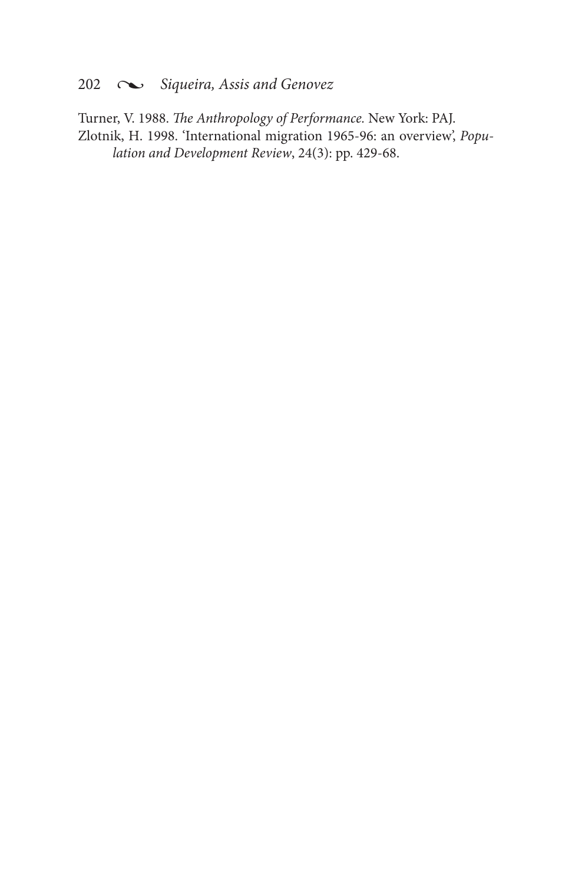Turner, V. 1988. *The Anthropology of Performance.* New York: PAJ.

Zlotnik, H. 1998. 'International migration 1965-96: an overview', *Population and Development Review*, 24(3): pp. 429-68.